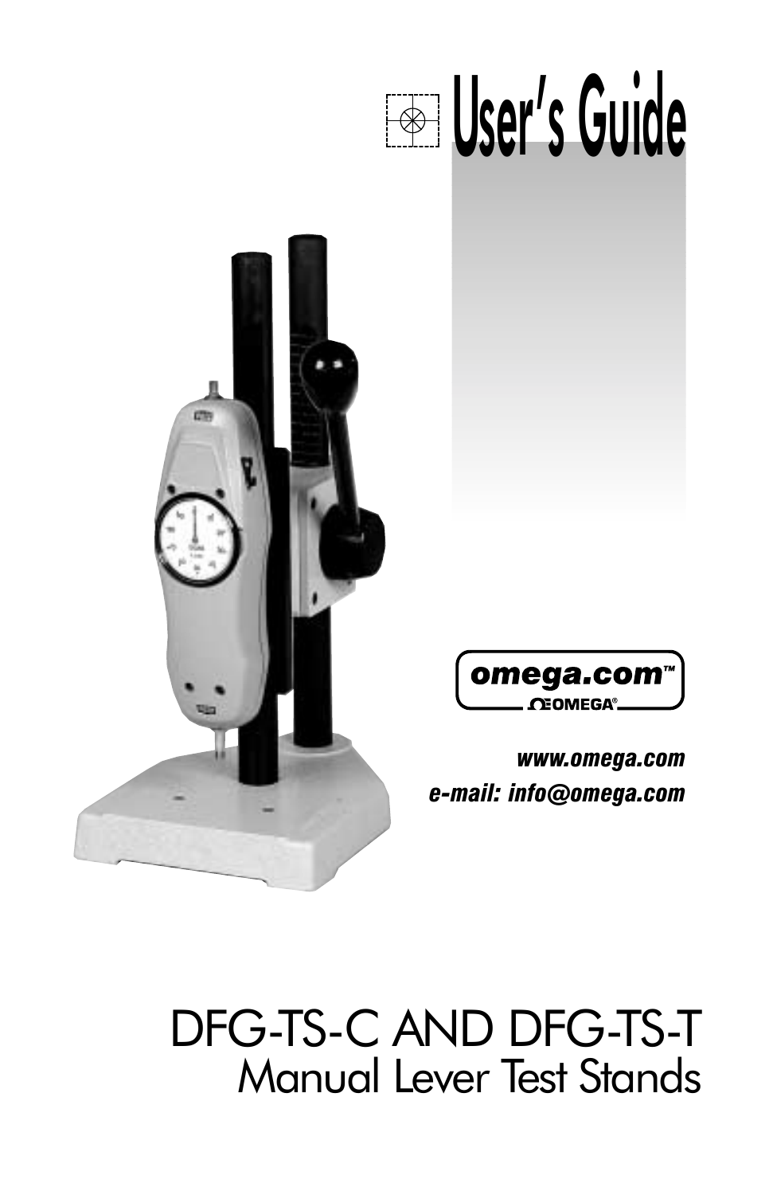# User's Guide

omega.com™

OMEGA®

***www.omega.com***

***e-mail: info@omega.com***

# DFG-TS-C AND DFG-TS-T

## Manual Lever Test Stands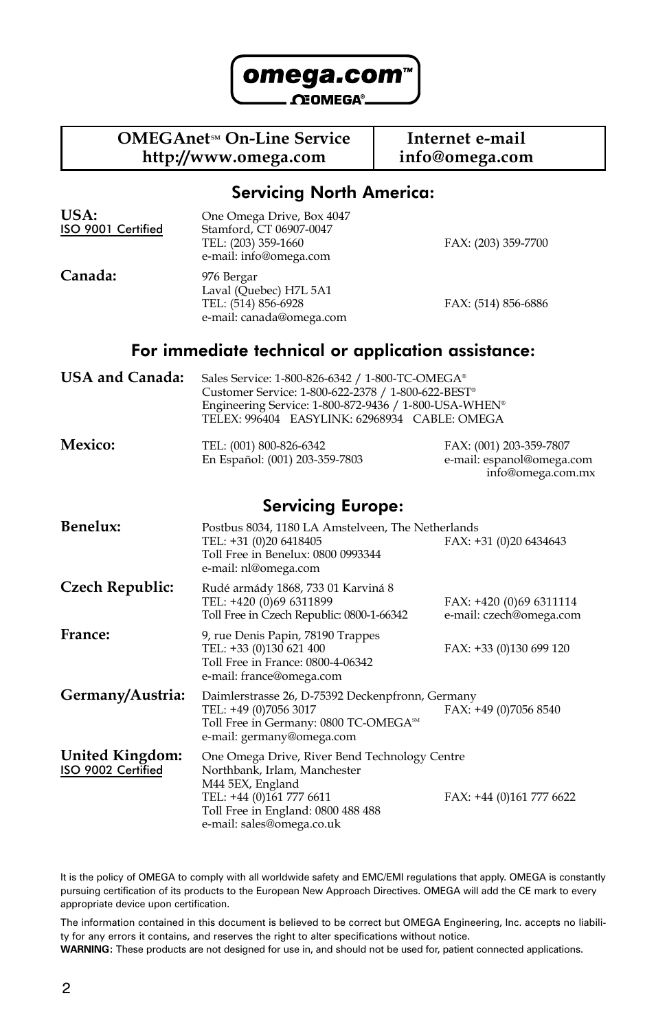**omega.com™**

**OMEGA®**

| OMEGAnet℠ On-Line Service<br>http://www.omega.com | Internet e-mail<br>info@omega.com |
|---|---|

## Servicing North America:

**USA:**
ISO 9001 Certified

One Omega Drive, Box 4047
Stamford, CT 06907-0047
TEL: (203) 359-1660 FAX: (203) 359-7700
e-mail: info@omega.com

**Canada:**

976 Bergar
Laval (Quebec) H7L 5A1
TEL: (514) 856-6928 FAX: (514) 856-6886
e-mail: canada@omega.com

## For immediate technical or application assistance:

**USA and Canada:**

Sales Service: 1-800-826-6342 / 1-800-TC-OMEGA®
Customer Service: 1-800-622-2378 / 1-800-622-BEST®
Engineering Service: 1-800-872-9436 / 1-800-USA-WHEN®
TELEX: 996404 EASYLINK: 62968934 CABLE: OMEGA

**Mexico:**

TEL: (001) 800-826-6342 FAX: (001) 203-359-7807
En Español: (001) 203-359-7803 e-mail: espanol@omega.com
info@omega.com.mx

## Servicing Europe:

**Benelux:**

Postbus 8034, 1180 LA Amstelveen, The Netherlands
TEL: +31 (0)20 6418405 FAX: +31 (0)20 6434643
Toll Free in Benelux: 0800 0993344
e-mail: nl@omega.com

**Czech Republic:**

Rudé armády 1868, 733 01 Karviná 8
TEL: +420 (0)69 6311899 FAX: +420 (0)69 6311114
Toll Free in Czech Republic: 0800-1-66342 e-mail: czech@omega.com

**France:**

9, rue Denis Papin, 78190 Trappes
TEL: +33 (0)130 621 400 FAX: +33 (0)130 699 120
Toll Free in France: 0800-4-06342
e-mail: france@omega.com

**Germany/Austria:**

Daimlerstrasse 26, D-75392 Deckenpfronn, Germany
TEL: +49 (0)7056 3017 FAX: +49 (0)7056 8540
Toll Free in Germany: 0800 TC-OMEGA℠
e-mail: germany@omega.com

**United Kingdom:**
ISO 9002 Certified

One Omega Drive, River Bend Technology Centre
Northbank, Irlam, Manchester
M44 5EX, England
TEL: +44 (0)161 777 6611 FAX: +44 (0)161 777 6622
Toll Free in England: 0800 488 488
e-mail: sales@omega.co.uk

It is the policy of OMEGA to comply with all worldwide safety and EMC/EMI regulations that apply. OMEGA is constantly pursuing certification of its products to the European New Approach Directives. OMEGA will add the CE mark to every appropriate device upon certification.

The information contained in this document is believed to be correct but OMEGA Engineering, Inc. accepts no liability for any errors it contains, and reserves the right to alter specifications without notice.
**WARNING**: These products are not designed for use in, and should not be used for, patient connected applications.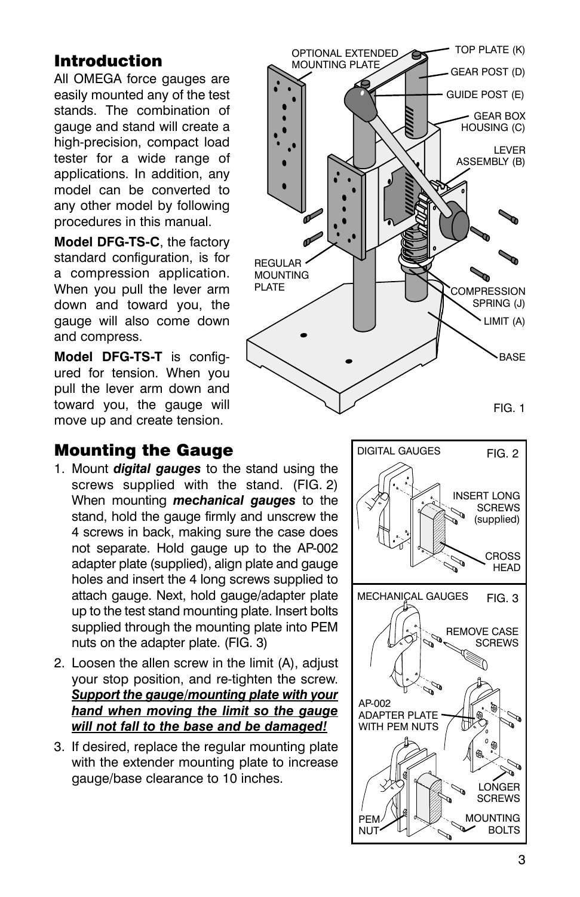## Introduction

All OMEGA force gauges are easily mounted any of the test stands. The combination of gauge and stand will create a high-precision, compact load tester for a wide range of applications. In addition, any model can be converted to any other model by following procedures in this manual.

**Model DFG-TS-C**, the factory standard configuration, is for a compression application. When you pull the lever arm down and toward you, the gauge will also come down and compress.

**Model DFG-TS-T** is configured for tension. When you pull the lever arm down and toward you, the gauge will move up and create tension.

OPTIONAL EXTENDED MOUNTING PLATE

TOP PLATE (K)

GEAR POST (D)

GUIDE POST (E)

GEAR BOX HOUSING (C)

LEVER ASSEMBLY (B)

REGULAR MOUNTING PLATE

COMPRESSION SPRING (J)

LIMIT (A)

BASE

FIG. 1

## Mounting the Gauge

1. Mount ***digital gauges*** to the stand using the screws supplied with the stand. (FIG. 2) When mounting ***mechanical gauges*** to the stand, hold the gauge firmly and unscrew the 4 screws in back, making sure the case does not separate. Hold gauge up to the AP-002 adapter plate (supplied), align plate and gauge holes and insert the 4 long screws supplied to attach gauge. Next, hold gauge/adapter plate up to the test stand mounting plate. Insert bolts supplied through the mounting plate into PEM nuts on the adapter plate. (FIG. 3)
2. Loosen the allen screw in the limit (A), adjust your stop position, and re-tighten the screw. ***Support the gauge/mounting plate with your hand when moving the limit so the gauge will not fall to the base and be damaged!***
3. If desired, replace the regular mounting plate with the extender mounting plate to increase gauge/base clearance to 10 inches.

DIGITAL GAUGES

FIG. 2

INSERT LONG SCREWS (supplied)

CROSS HEAD

MECHANICAL GAUGES

FIG. 3

REMOVE CASE SCREWS

AP-002 ADAPTER PLATE WITH PEM NUTS

LONGER SCREWS

PEM NUT

MOUNTING BOLTS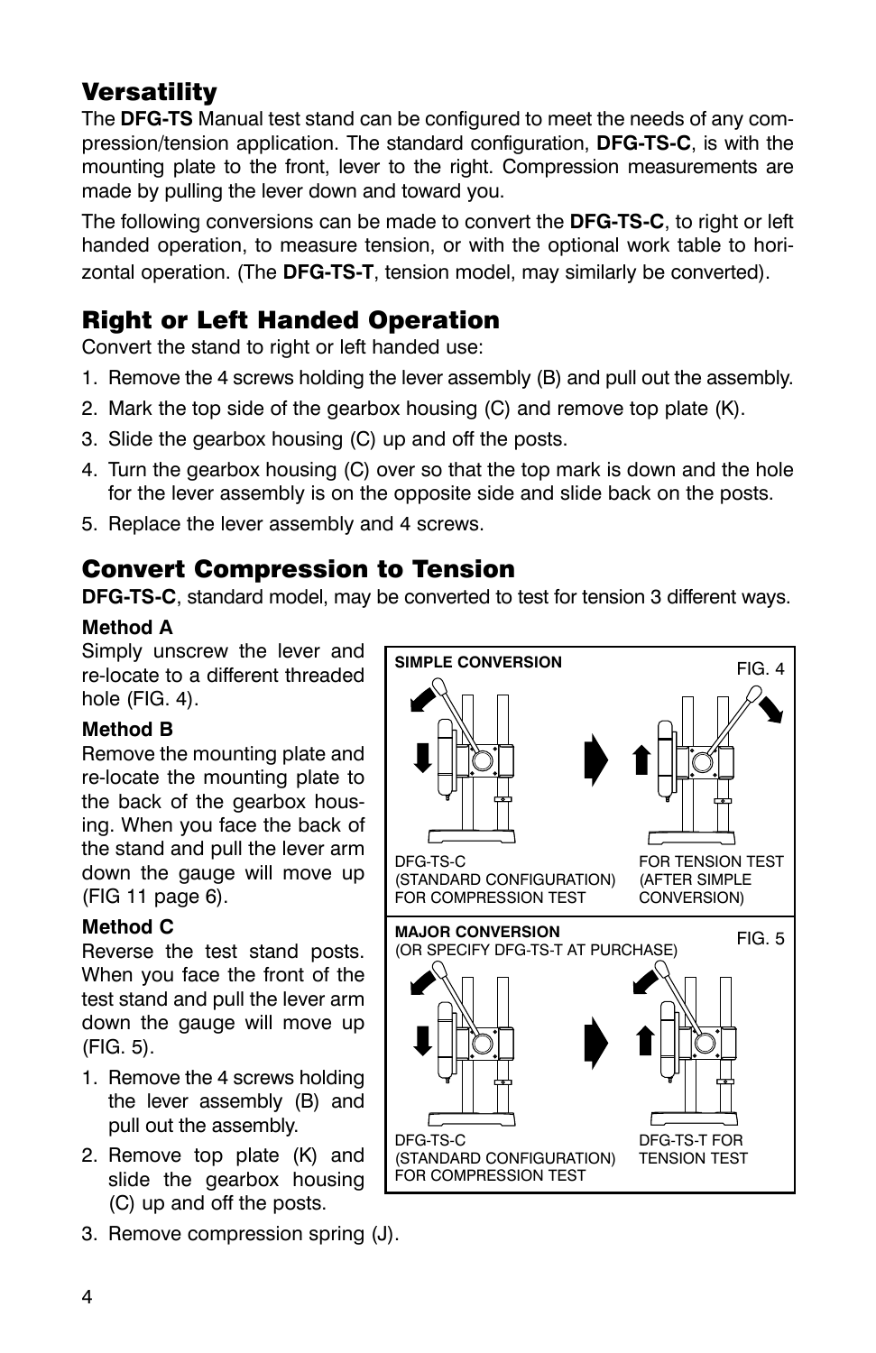## Versatility

The **DFG-TS** Manual test stand can be configured to meet the needs of any compression/tension application. The standard configuration, **DFG-TS-C**, is with the mounting plate to the front, lever to the right. Compression measurements are made by pulling the lever down and toward you.

The following conversions can be made to convert the **DFG-TS-C**, to right or left handed operation, to measure tension, or with the optional work table to horizontal operation. (The **DFG-TS-T**, tension model, may similarly be converted).

## Right or Left Handed Operation

Convert the stand to right or left handed use:

1. Remove the 4 screws holding the lever assembly (B) and pull out the assembly.
2. Mark the top side of the gearbox housing (C) and remove top plate (K).
3. Slide the gearbox housing (C) up and off the posts.
4. Turn the gearbox housing (C) over so that the top mark is down and the hole for the lever assembly is on the opposite side and slide back on the posts.
5. Replace the lever assembly and 4 screws.

## Convert Compression to Tension

**DFG-TS-C**, standard model, may be converted to test for tension 3 different ways.

**Method A**

Simply unscrew the lever and re-locate to a different threaded hole (FIG. 4).

**Method B**

Remove the mounting plate and re-locate the mounting plate to the back of the gearbox housing. When you face the back of the stand and pull the lever arm down the gauge will move up (FIG 11 page 6).

**Method C**

Reverse the test stand posts. When you face the front of the test stand and pull the lever arm down the gauge will move up (FIG. 5).

1. Remove the 4 screws holding the lever assembly (B) and pull out the assembly.
2. Remove top plate (K) and slide the gearbox housing (C) up and off the posts.
3. Remove compression spring (J).

**SIMPLE CONVERSION** — FIG. 4

DFG-TS-C (STANDARD CONFIGURATION) FOR COMPRESSION TEST

FOR TENSION TEST (AFTER SIMPLE CONVERSION)

**MAJOR CONVERSION** (OR SPECIFY DFG-TS-T AT PURCHASE) — FIG. 5

DFG-TS-C (STANDARD CONFIGURATION) FOR COMPRESSION TEST

DFG-TS-T FOR TENSION TEST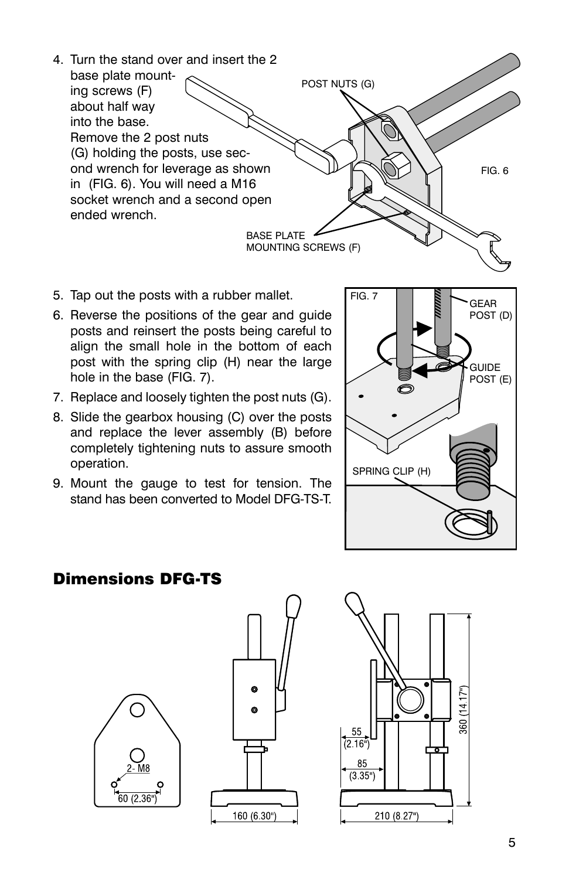4. Turn the stand over and insert the 2 base plate mounting screws (F) about half way into the base. Remove the 2 post nuts (G) holding the posts, use second wrench for leverage as shown in (FIG. 6). You will need a M16 socket wrench and a second open ended wrench.

5. Tap out the posts with a rubber mallet.
6. Reverse the positions of the gear and guide posts and reinsert the posts being careful to align the small hole in the bottom of each post with the spring clip (H) near the large hole in the base (FIG. 7).
7. Replace and loosely tighten the post nuts (G).
8. Slide the gearbox housing (C) over the posts and replace the lever assembly (B) before completely tightening nuts to assure smooth operation.
9. Mount the gauge to test for tension. The stand has been converted to Model DFG-TS-T.

## Dimensions DFG-TS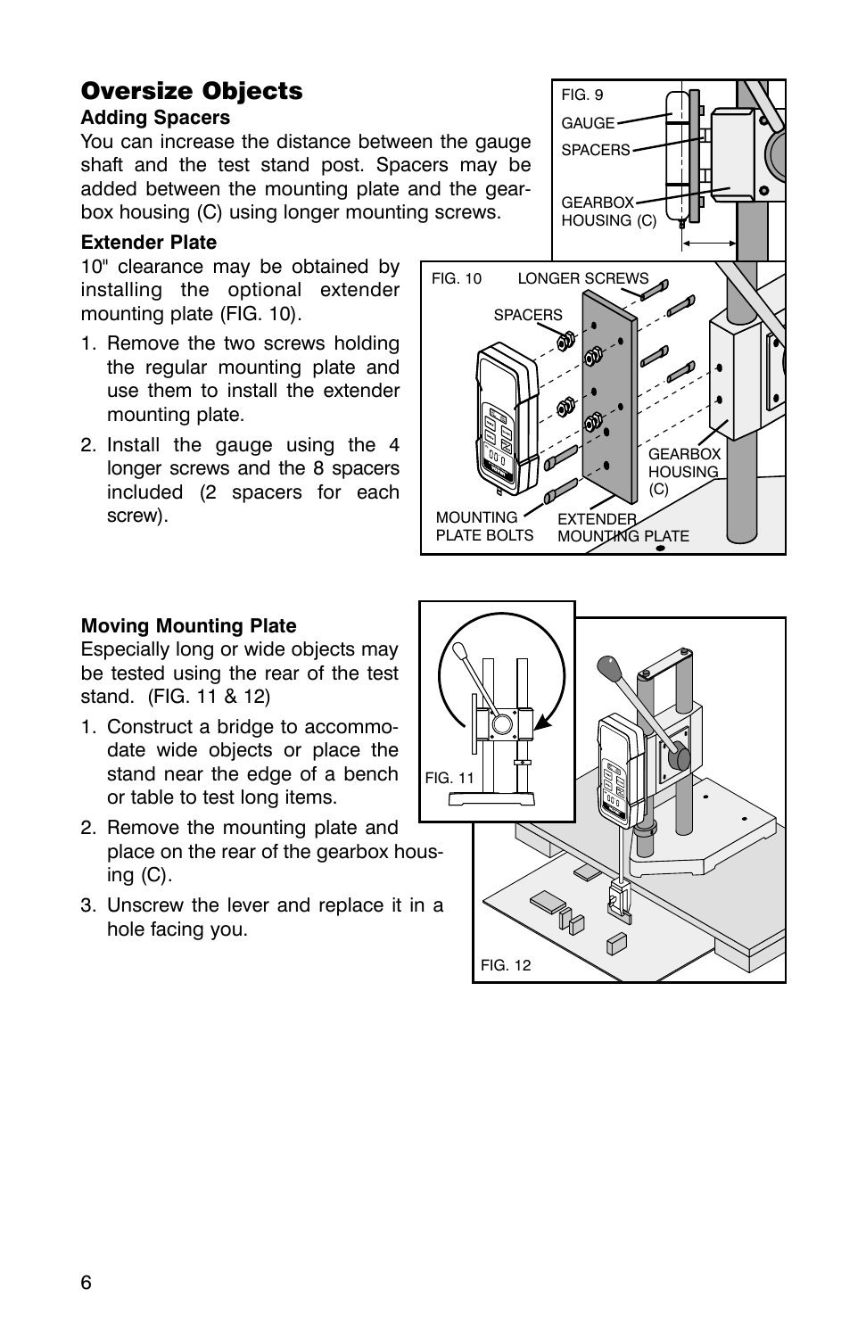# Oversize Objects

### Adding Spacers

You can increase the distance between the gauge shaft and the test stand post. Spacers may be added between the mounting plate and the gearbox housing (C) using longer mounting screws.

### Extender Plate

10" clearance may be obtained by installing the optional extender mounting plate (FIG. 10).

1. Remove the two screws holding the regular mounting plate and use them to install the extender mounting plate.
2. Install the gauge using the 4 longer screws and the 8 spacers included (2 spacers for each screw).

### Moving Mounting Plate

Especially long or wide objects may be tested using the rear of the test stand. (FIG. 11 & 12)

1. Construct a bridge to accommodate wide objects or place the stand near the edge of a bench or table to test long items.
2. Remove the mounting plate and place on the rear of the gearbox housing (C).
3. Unscrew the lever and replace it in a hole facing you.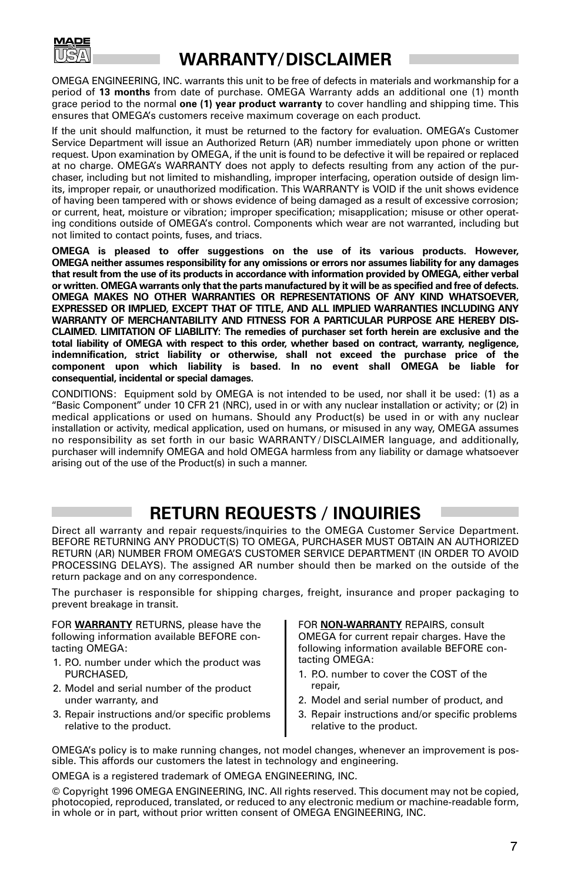# WARRANTY/DISCLAIMER

OMEGA ENGINEERING, INC. warrants this unit to be free of defects in materials and workmanship for a period of **13 months** from date of purchase. OMEGA Warranty adds an additional one (1) month grace period to the normal **one (1) year product warranty** to cover handling and shipping time. This ensures that OMEGA's customers receive maximum coverage on each product.

If the unit should malfunction, it must be returned to the factory for evaluation. OMEGA's Customer Service Department will issue an Authorized Return (AR) number immediately upon phone or written request. Upon examination by OMEGA, if the unit is found to be defective it will be repaired or replaced at no charge. OMEGA's WARRANTY does not apply to defects resulting from any action of the purchaser, including but not limited to mishandling, improper interfacing, operation outside of design limits, improper repair, or unauthorized modification. This WARRANTY is VOID if the unit shows evidence of having been tampered with or shows evidence of being damaged as a result of excessive corrosion; or current, heat, moisture or vibration; improper specification; misapplication; misuse or other operating conditions outside of OMEGA's control. Components which wear are not warranted, including but not limited to contact points, fuses, and triacs.

**OMEGA is pleased to offer suggestions on the use of its various products. However, OMEGA neither assumes responsibility for any omissions or errors nor assumes liability for any damages that result from the use of its products in accordance with information provided by OMEGA, either verbal or written. OMEGA warrants only that the parts manufactured by it will be as specified and free of defects. OMEGA MAKES NO OTHER WARRANTIES OR REPRESENTATIONS OF ANY KIND WHATSOEVER, EXPRESSED OR IMPLIED, EXCEPT THAT OF TITLE, AND ALL IMPLIED WARRANTIES INCLUDING ANY WARRANTY OF MERCHANTABILITY AND FITNESS FOR A PARTICULAR PURPOSE ARE HEREBY DISCLAIMED. LIMITATION OF LIABILITY: The remedies of purchaser set forth herein are exclusive and the total liability of OMEGA with respect to this order, whether based on contract, warranty, negligence, indemnification, strict liability or otherwise, shall not exceed the purchase price of the component upon which liability is based. In no event shall OMEGA be liable for consequential, incidental or special damages.**

CONDITIONS: Equipment sold by OMEGA is not intended to be used, nor shall it be used: (1) as a "Basic Component" under 10 CFR 21 (NRC), used in or with any nuclear installation or activity; or (2) in medical applications or used on humans. Should any Product(s) be used in or with any nuclear installation or activity, medical application, used on humans, or misused in any way, OMEGA assumes no responsibility as set forth in our basic WARRANTY/DISCLAIMER language, and additionally, purchaser will indemnify OMEGA and hold OMEGA harmless from any liability or damage whatsoever arising out of the use of the Product(s) in such a manner.

# RETURN REQUESTS / INQUIRIES

Direct all warranty and repair requests/inquiries to the OMEGA Customer Service Department. BEFORE RETURNING ANY PRODUCT(S) TO OMEGA, PURCHASER MUST OBTAIN AN AUTHORIZED RETURN (AR) NUMBER FROM OMEGA'S CUSTOMER SERVICE DEPARTMENT (IN ORDER TO AVOID PROCESSING DELAYS). The assigned AR number should then be marked on the outside of the return package and on any correspondence.

The purchaser is responsible for shipping charges, freight, insurance and proper packaging to prevent breakage in transit.

FOR **WARRANTY** RETURNS, please have the following information available BEFORE contacting OMEGA:

1. P.O. number under which the product was PURCHASED,
2. Model and serial number of the product under warranty, and
3. Repair instructions and/or specific problems relative to the product.

FOR **NON-WARRANTY** REPAIRS, consult OMEGA for current repair charges. Have the following information available BEFORE contacting OMEGA:

1. P.O. number to cover the COST of the repair,
2. Model and serial number of product, and
3. Repair instructions and/or specific problems relative to the product.

OMEGA's policy is to make running changes, not model changes, whenever an improvement is possible. This affords our customers the latest in technology and engineering.

OMEGA is a registered trademark of OMEGA ENGINEERING, INC.

© Copyright 1996 OMEGA ENGINEERING, INC. All rights reserved. This document may not be copied, photocopied, reproduced, translated, or reduced to any electronic medium or machine-readable form, in whole or in part, without prior written consent of OMEGA ENGINEERING, INC.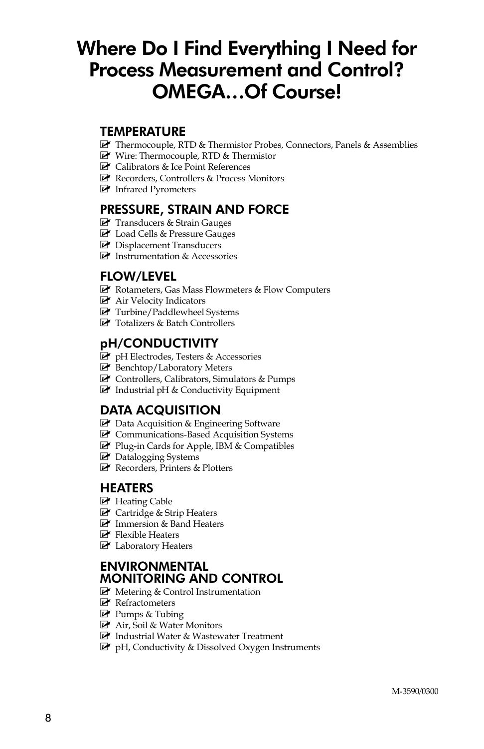# Where Do I Find Everything I Need for Process Measurement and Control? OMEGA…Of Course!

## TEMPERATURE

- Thermocouple, RTD & Thermistor Probes, Connectors, Panels & Assemblies
- Wire: Thermocouple, RTD & Thermistor
- Calibrators & Ice Point References
- Recorders, Controllers & Process Monitors
- Infrared Pyrometers

## PRESSURE, STRAIN AND FORCE

- Transducers & Strain Gauges
- Load Cells & Pressure Gauges
- Displacement Transducers
- Instrumentation & Accessories

## FLOW/LEVEL

- Rotameters, Gas Mass Flowmeters & Flow Computers
- Air Velocity Indicators
- Turbine/Paddlewheel Systems
- Totalizers & Batch Controllers

## pH/CONDUCTIVITY

- pH Electrodes, Testers & Accessories
- Benchtop/Laboratory Meters
- Controllers, Calibrators, Simulators & Pumps
- Industrial pH & Conductivity Equipment

## DATA ACQUISITION

- Data Acquisition & Engineering Software
- Communications-Based Acquisition Systems
- Plug-in Cards for Apple, IBM & Compatibles
- Datalogging Systems
- Recorders, Printers & Plotters

## HEATERS

- Heating Cable
- Cartridge & Strip Heaters
- Immersion & Band Heaters
- Flexible Heaters
- Laboratory Heaters

## ENVIRONMENTAL MONITORING AND CONTROL

- Metering & Control Instrumentation
- Refractometers
- Pumps & Tubing
- Air, Soil & Water Monitors
- Industrial Water & Wastewater Treatment
- pH, Conductivity & Dissolved Oxygen Instruments

M-3590/0300